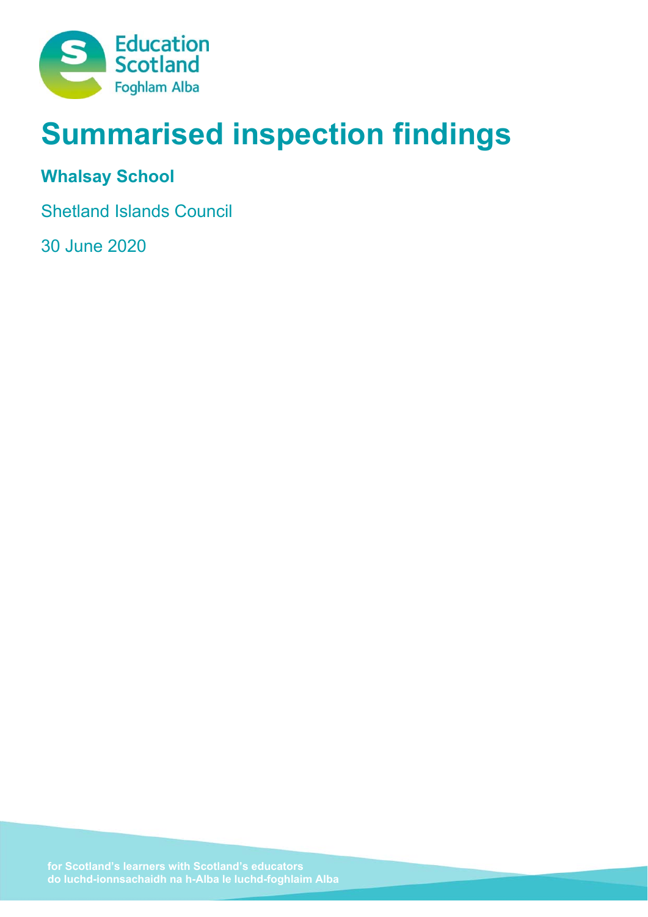Education Scotland
Foghlam Alba

# Summarised inspection findings

## Whalsay School

Shetland Islands Council

30 June 2020

for Scotland's learners with Scotland's educators
do luchd-ionnsachaidh na h-Alba le luchd-foghlaim Alba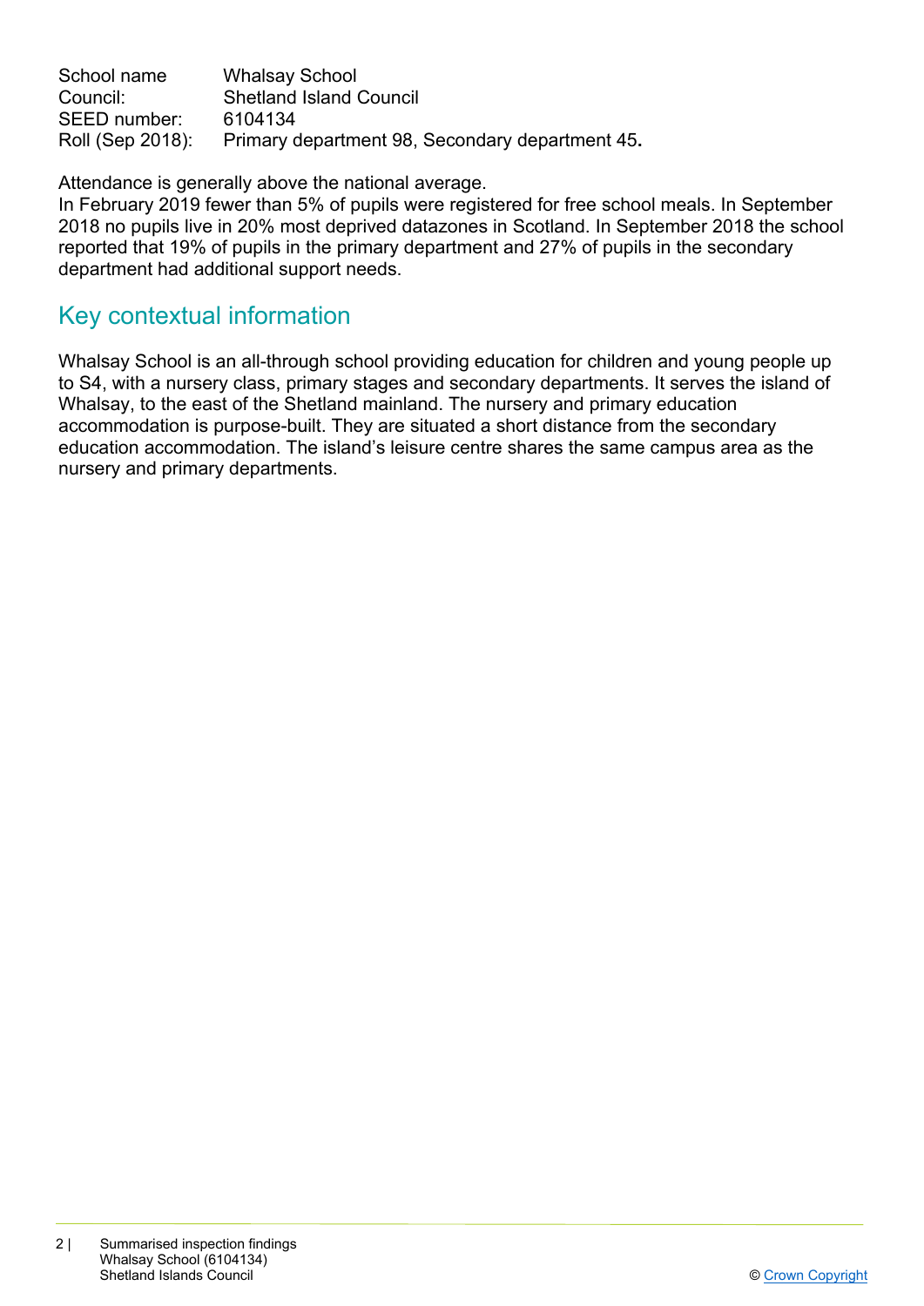| | |
|---|---|
| School name | Whalsay School |
| Council: | Shetland Island Council |
| SEED number: | 6104134 |
| Roll (Sep 2018): | Primary department 98, Secondary department 45**.** |

Attendance is generally above the national average.
In February 2019 fewer than 5% of pupils were registered for free school meals. In September 2018 no pupils live in 20% most deprived datazones in Scotland. In September 2018 the school reported that 19% of pupils in the primary department and 27% of pupils in the secondary department had additional support needs.

## Key contextual information

Whalsay School is an all-through school providing education for children and young people up to S4, with a nursery class, primary stages and secondary departments. It serves the island of Whalsay, to the east of the Shetland mainland. The nursery and primary education accommodation is purpose-built. They are situated a short distance from the secondary education accommodation. The island's leisure centre shares the same campus area as the nursery and primary departments.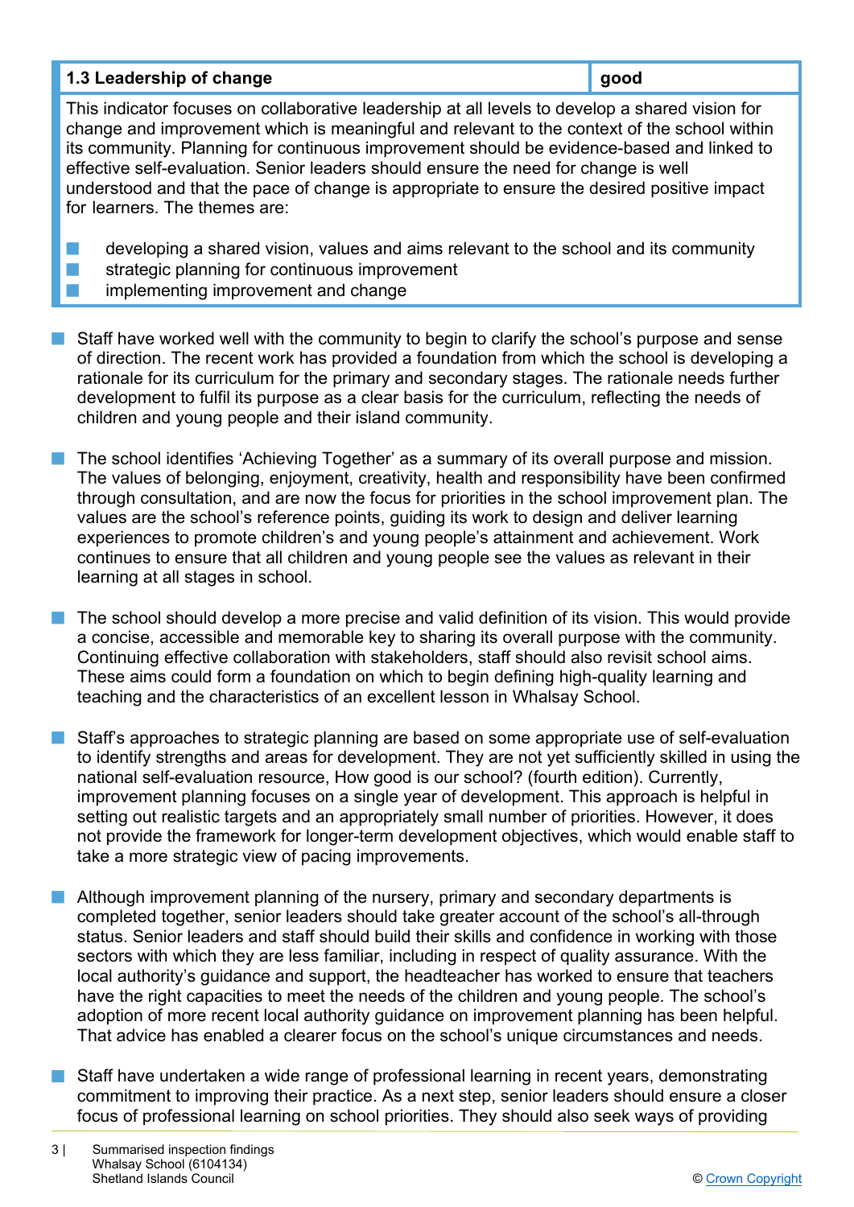| 1.3 Leadership of change | good |
|---|---|

This indicator focuses on collaborative leadership at all levels to develop a shared vision for change and improvement which is meaningful and relevant to the context of the school within its community. Planning for continuous improvement should be evidence-based and linked to effective self-evaluation. Senior leaders should ensure the need for change is well understood and that the pace of change is appropriate to ensure the desired positive impact for learners. The themes are:

- developing a shared vision, values and aims relevant to the school and its community
- strategic planning for continuous improvement
- implementing improvement and change

- Staff have worked well with the community to begin to clarify the school's purpose and sense of direction. The recent work has provided a foundation from which the school is developing a rationale for its curriculum for the primary and secondary stages. The rationale needs further development to fulfil its purpose as a clear basis for the curriculum, reflecting the needs of children and young people and their island community.

- The school identifies 'Achieving Together' as a summary of its overall purpose and mission. The values of belonging, enjoyment, creativity, health and responsibility have been confirmed through consultation, and are now the focus for priorities in the school improvement plan. The values are the school's reference points, guiding its work to design and deliver learning experiences to promote children's and young people's attainment and achievement. Work continues to ensure that all children and young people see the values as relevant in their learning at all stages in school.

- The school should develop a more precise and valid definition of its vision. This would provide a concise, accessible and memorable key to sharing its overall purpose with the community. Continuing effective collaboration with stakeholders, staff should also revisit school aims. These aims could form a foundation on which to begin defining high-quality learning and teaching and the characteristics of an excellent lesson in Whalsay School.

- Staff's approaches to strategic planning are based on some appropriate use of self-evaluation to identify strengths and areas for development. They are not yet sufficiently skilled in using the national self-evaluation resource, How good is our school? (fourth edition). Currently, improvement planning focuses on a single year of development. This approach is helpful in setting out realistic targets and an appropriately small number of priorities. However, it does not provide the framework for longer-term development objectives, which would enable staff to take a more strategic view of pacing improvements.

- Although improvement planning of the nursery, primary and secondary departments is completed together, senior leaders should take greater account of the school's all-through status. Senior leaders and staff should build their skills and confidence in working with those sectors with which they are less familiar, including in respect of quality assurance. With the local authority's guidance and support, the headteacher has worked to ensure that teachers have the right capacities to meet the needs of the children and young people. The school's adoption of more recent local authority guidance on improvement planning has been helpful. That advice has enabled a clearer focus on the school's unique circumstances and needs.

- Staff have undertaken a wide range of professional learning in recent years, demonstrating commitment to improving their practice. As a next step, senior leaders should ensure a closer focus of professional learning on school priorities. They should also seek ways of providing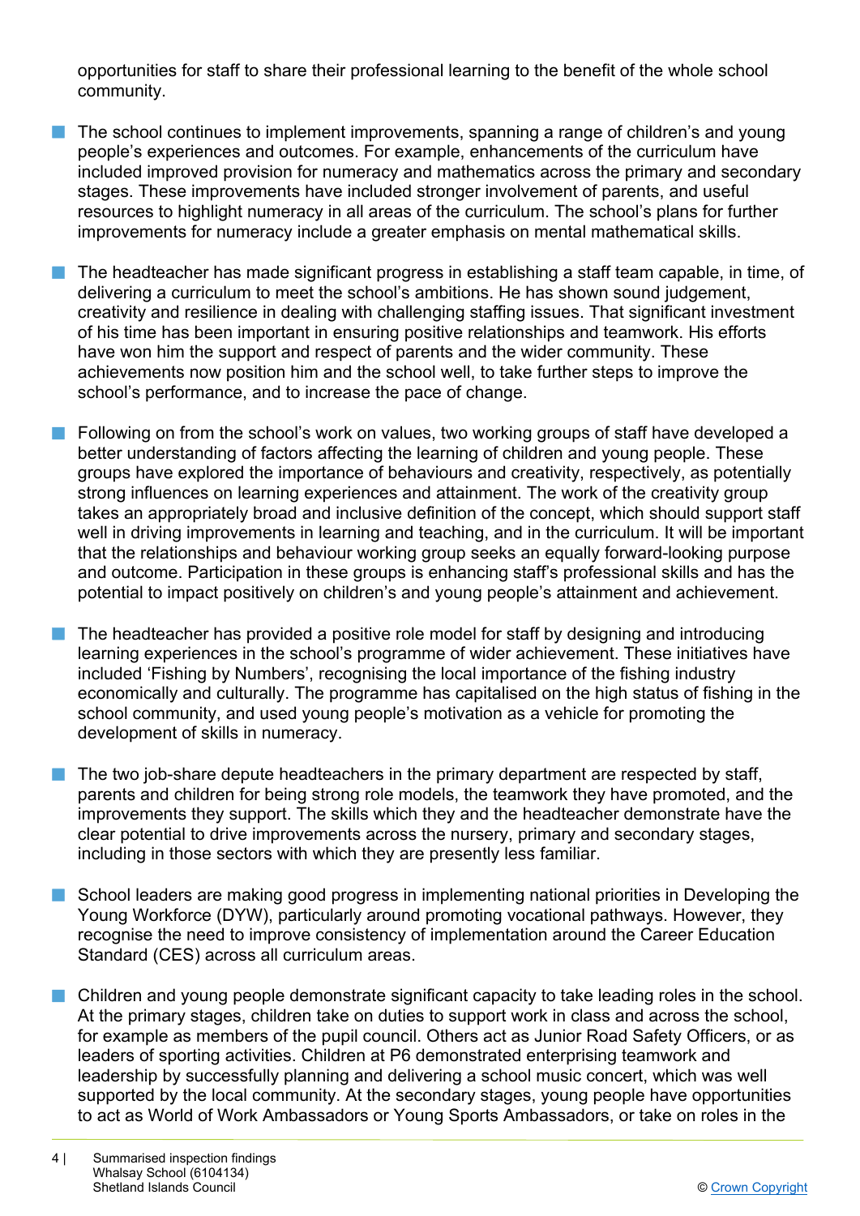opportunities for staff to share their professional learning to the benefit of the whole school community.

- The school continues to implement improvements, spanning a range of children's and young people's experiences and outcomes. For example, enhancements of the curriculum have included improved provision for numeracy and mathematics across the primary and secondary stages. These improvements have included stronger involvement of parents, and useful resources to highlight numeracy in all areas of the curriculum. The school's plans for further improvements for numeracy include a greater emphasis on mental mathematical skills.

- The headteacher has made significant progress in establishing a staff team capable, in time, of delivering a curriculum to meet the school's ambitions. He has shown sound judgement, creativity and resilience in dealing with challenging staffing issues. That significant investment of his time has been important in ensuring positive relationships and teamwork. His efforts have won him the support and respect of parents and the wider community. These achievements now position him and the school well, to take further steps to improve the school's performance, and to increase the pace of change.

- Following on from the school's work on values, two working groups of staff have developed a better understanding of factors affecting the learning of children and young people. These groups have explored the importance of behaviours and creativity, respectively, as potentially strong influences on learning experiences and attainment. The work of the creativity group takes an appropriately broad and inclusive definition of the concept, which should support staff well in driving improvements in learning and teaching, and in the curriculum. It will be important that the relationships and behaviour working group seeks an equally forward-looking purpose and outcome. Participation in these groups is enhancing staff's professional skills and has the potential to impact positively on children's and young people's attainment and achievement.

- The headteacher has provided a positive role model for staff by designing and introducing learning experiences in the school's programme of wider achievement. These initiatives have included 'Fishing by Numbers', recognising the local importance of the fishing industry economically and culturally. The programme has capitalised on the high status of fishing in the school community, and used young people's motivation as a vehicle for promoting the development of skills in numeracy.

- The two job-share depute headteachers in the primary department are respected by staff, parents and children for being strong role models, the teamwork they have promoted, and the improvements they support. The skills which they and the headteacher demonstrate have the clear potential to drive improvements across the nursery, primary and secondary stages, including in those sectors with which they are presently less familiar.

- School leaders are making good progress in implementing national priorities in Developing the Young Workforce (DYW), particularly around promoting vocational pathways. However, they recognise the need to improve consistency of implementation around the Career Education Standard (CES) across all curriculum areas.

- Children and young people demonstrate significant capacity to take leading roles in the school. At the primary stages, children take on duties to support work in class and across the school, for example as members of the pupil council. Others act as Junior Road Safety Officers, or as leaders of sporting activities. Children at P6 demonstrated enterprising teamwork and leadership by successfully planning and delivering a school music concert, which was well supported by the local community. At the secondary stages, young people have opportunities to act as World of Work Ambassadors or Young Sports Ambassadors, or take on roles in the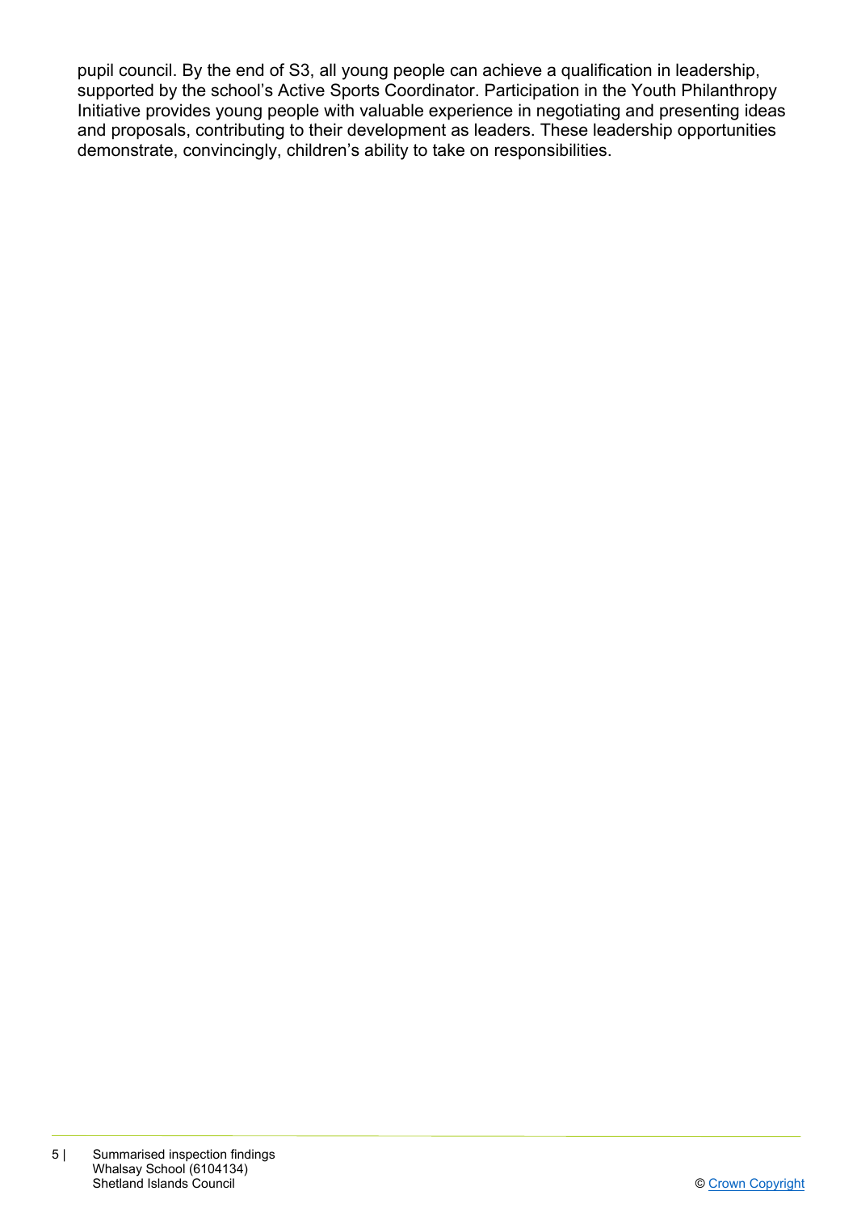pupil council. By the end of S3, all young people can achieve a qualification in leadership, supported by the school's Active Sports Coordinator. Participation in the Youth Philanthropy Initiative provides young people with valuable experience in negotiating and presenting ideas and proposals, contributing to their development as leaders. These leadership opportunities demonstrate, convincingly, children's ability to take on responsibilities.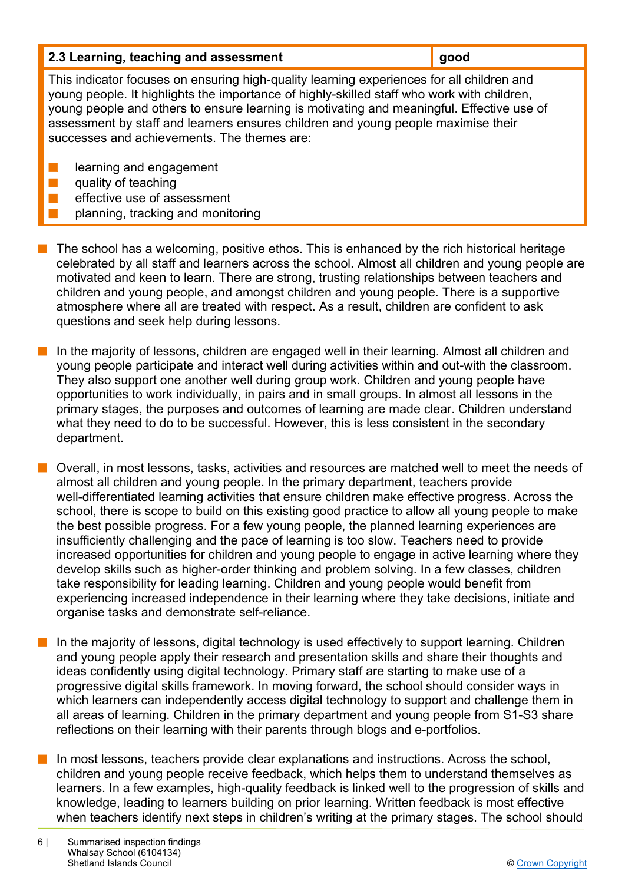| 2.3 Learning, teaching and assessment | good |
| --- | --- |

This indicator focuses on ensuring high-quality learning experiences for all children and young people. It highlights the importance of highly-skilled staff who work with children, young people and others to ensure learning is motivating and meaningful. Effective use of assessment by staff and learners ensures children and young people maximise their successes and achievements. The themes are:

- learning and engagement
- quality of teaching
- effective use of assessment
- planning, tracking and monitoring

- The school has a welcoming, positive ethos. This is enhanced by the rich historical heritage celebrated by all staff and learners across the school. Almost all children and young people are motivated and keen to learn. There are strong, trusting relationships between teachers and children and young people, and amongst children and young people. There is a supportive atmosphere where all are treated with respect. As a result, children are confident to ask questions and seek help during lessons.

- In the majority of lessons, children are engaged well in their learning. Almost all children and young people participate and interact well during activities within and out-with the classroom. They also support one another well during group work. Children and young people have opportunities to work individually, in pairs and in small groups. In almost all lessons in the primary stages, the purposes and outcomes of learning are made clear. Children understand what they need to do to be successful. However, this is less consistent in the secondary department.

- Overall, in most lessons, tasks, activities and resources are matched well to meet the needs of almost all children and young people. In the primary department, teachers provide well-differentiated learning activities that ensure children make effective progress. Across the school, there is scope to build on this existing good practice to allow all young people to make the best possible progress. For a few young people, the planned learning experiences are insufficiently challenging and the pace of learning is too slow. Teachers need to provide increased opportunities for children and young people to engage in active learning where they develop skills such as higher-order thinking and problem solving. In a few classes, children take responsibility for leading learning. Children and young people would benefit from experiencing increased independence in their learning where they take decisions, initiate and organise tasks and demonstrate self-reliance.

- In the majority of lessons, digital technology is used effectively to support learning. Children and young people apply their research and presentation skills and share their thoughts and ideas confidently using digital technology. Primary staff are starting to make use of a progressive digital skills framework. In moving forward, the school should consider ways in which learners can independently access digital technology to support and challenge them in all areas of learning. Children in the primary department and young people from S1-S3 share reflections on their learning with their parents through blogs and e-portfolios.

- In most lessons, teachers provide clear explanations and instructions. Across the school, children and young people receive feedback, which helps them to understand themselves as learners. In a few examples, high-quality feedback is linked well to the progression of skills and knowledge, leading to learners building on prior learning. Written feedback is most effective when teachers identify next steps in children's writing at the primary stages. The school should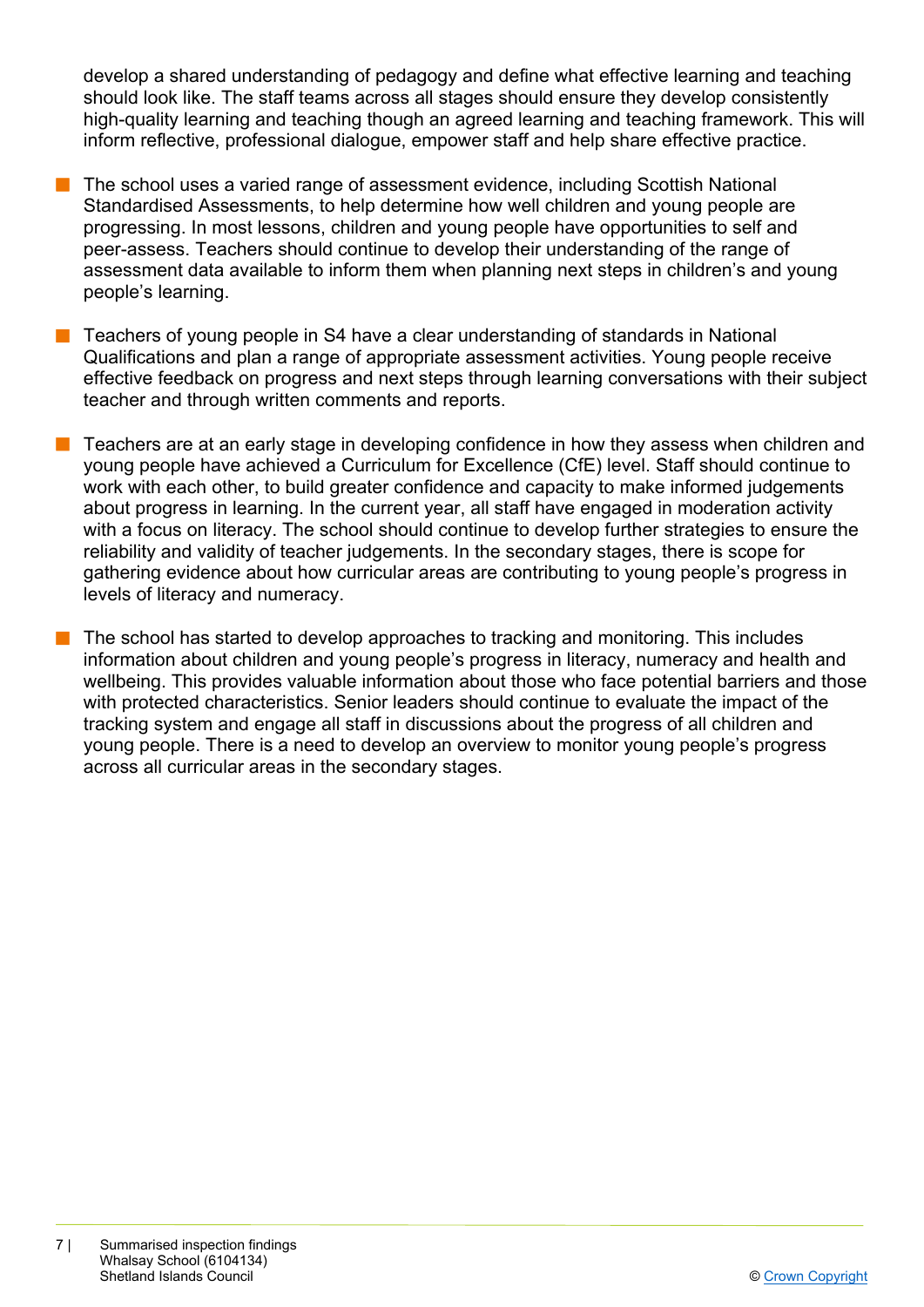develop a shared understanding of pedagogy and define what effective learning and teaching should look like. The staff teams across all stages should ensure they develop consistently high-quality learning and teaching though an agreed learning and teaching framework. This will inform reflective, professional dialogue, empower staff and help share effective practice.

- The school uses a varied range of assessment evidence, including Scottish National Standardised Assessments, to help determine how well children and young people are progressing. In most lessons, children and young people have opportunities to self and peer-assess. Teachers should continue to develop their understanding of the range of assessment data available to inform them when planning next steps in children's and young people's learning.

- Teachers of young people in S4 have a clear understanding of standards in National Qualifications and plan a range of appropriate assessment activities. Young people receive effective feedback on progress and next steps through learning conversations with their subject teacher and through written comments and reports.

- Teachers are at an early stage in developing confidence in how they assess when children and young people have achieved a Curriculum for Excellence (CfE) level. Staff should continue to work with each other, to build greater confidence and capacity to make informed judgements about progress in learning. In the current year, all staff have engaged in moderation activity with a focus on literacy. The school should continue to develop further strategies to ensure the reliability and validity of teacher judgements. In the secondary stages, there is scope for gathering evidence about how curricular areas are contributing to young people's progress in levels of literacy and numeracy.

- The school has started to develop approaches to tracking and monitoring. This includes information about children and young people's progress in literacy, numeracy and health and wellbeing. This provides valuable information about those who face potential barriers and those with protected characteristics. Senior leaders should continue to evaluate the impact of the tracking system and engage all staff in discussions about the progress of all children and young people. There is a need to develop an overview to monitor young people's progress across all curricular areas in the secondary stages.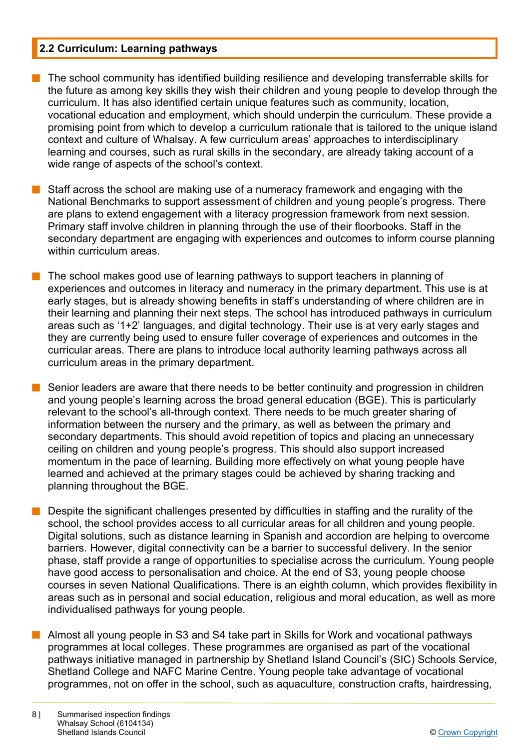## 2.2 Curriculum: Learning pathways

- The school community has identified building resilience and developing transferrable skills for the future as among key skills they wish their children and young people to develop through the curriculum. It has also identified certain unique features such as community, location, vocational education and employment, which should underpin the curriculum. These provide a promising point from which to develop a curriculum rationale that is tailored to the unique island context and culture of Whalsay. A few curriculum areas' approaches to interdisciplinary learning and courses, such as rural skills in the secondary, are already taking account of a wide range of aspects of the school's context.

- Staff across the school are making use of a numeracy framework and engaging with the National Benchmarks to support assessment of children and young people's progress. There are plans to extend engagement with a literacy progression framework from next session. Primary staff involve children in planning through the use of their floorbooks. Staff in the secondary department are engaging with experiences and outcomes to inform course planning within curriculum areas.

- The school makes good use of learning pathways to support teachers in planning of experiences and outcomes in literacy and numeracy in the primary department. This use is at early stages, but is already showing benefits in staff's understanding of where children are in their learning and planning their next steps. The school has introduced pathways in curriculum areas such as '1+2' languages, and digital technology. Their use is at very early stages and they are currently being used to ensure fuller coverage of experiences and outcomes in the curricular areas. There are plans to introduce local authority learning pathways across all curriculum areas in the primary department.

- Senior leaders are aware that there needs to be better continuity and progression in children and young people's learning across the broad general education (BGE). This is particularly relevant to the school's all-through context. There needs to be much greater sharing of information between the nursery and the primary, as well as between the primary and secondary departments. This should avoid repetition of topics and placing an unnecessary ceiling on children and young people's progress. This should also support increased momentum in the pace of learning. Building more effectively on what young people have learned and achieved at the primary stages could be achieved by sharing tracking and planning throughout the BGE.

- Despite the significant challenges presented by difficulties in staffing and the rurality of the school, the school provides access to all curricular areas for all children and young people. Digital solutions, such as distance learning in Spanish and accordion are helping to overcome barriers. However, digital connectivity can be a barrier to successful delivery. In the senior phase, staff provide a range of opportunities to specialise across the curriculum. Young people have good access to personalisation and choice. At the end of S3, young people choose courses in seven National Qualifications. There is an eighth column, which provides flexibility in areas such as in personal and social education, religious and moral education, as well as more individualised pathways for young people.

- Almost all young people in S3 and S4 take part in Skills for Work and vocational pathways programmes at local colleges. These programmes are organised as part of the vocational pathways initiative managed in partnership by Shetland Island Council's (SIC) Schools Service, Shetland College and NAFC Marine Centre. Young people take advantage of vocational programmes, not on offer in the school, such as aquaculture, construction crafts, hairdressing,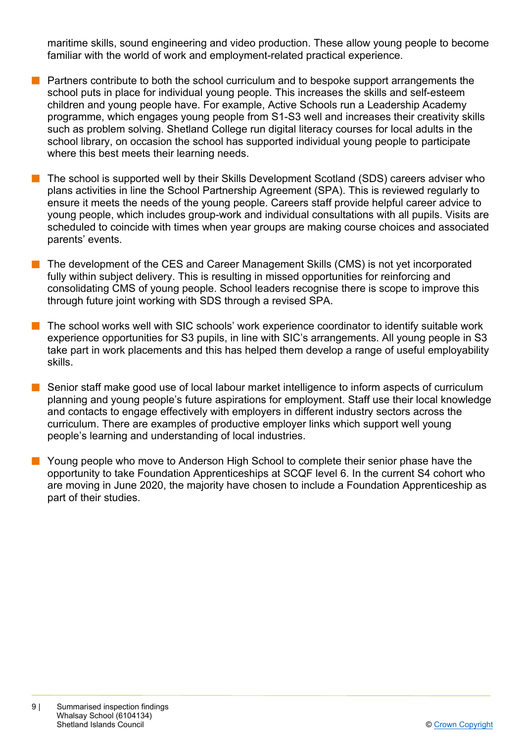maritime skills, sound engineering and video production. These allow young people to become familiar with the world of work and employment-related practical experience.

- Partners contribute to both the school curriculum and to bespoke support arrangements the school puts in place for individual young people. This increases the skills and self-esteem children and young people have. For example, Active Schools run a Leadership Academy programme, which engages young people from S1-S3 well and increases their creativity skills such as problem solving. Shetland College run digital literacy courses for local adults in the school library, on occasion the school has supported individual young people to participate where this best meets their learning needs.

- The school is supported well by their Skills Development Scotland (SDS) careers adviser who plans activities in line the School Partnership Agreement (SPA). This is reviewed regularly to ensure it meets the needs of the young people. Careers staff provide helpful career advice to young people, which includes group-work and individual consultations with all pupils. Visits are scheduled to coincide with times when year groups are making course choices and associated parents' events.

- The development of the CES and Career Management Skills (CMS) is not yet incorporated fully within subject delivery. This is resulting in missed opportunities for reinforcing and consolidating CMS of young people. School leaders recognise there is scope to improve this through future joint working with SDS through a revised SPA.

- The school works well with SIC schools' work experience coordinator to identify suitable work experience opportunities for S3 pupils, in line with SIC's arrangements. All young people in S3 take part in work placements and this has helped them develop a range of useful employability skills.

- Senior staff make good use of local labour market intelligence to inform aspects of curriculum planning and young people's future aspirations for employment. Staff use their local knowledge and contacts to engage effectively with employers in different industry sectors across the curriculum. There are examples of productive employer links which support well young people's learning and understanding of local industries.

- Young people who move to Anderson High School to complete their senior phase have the opportunity to take Foundation Apprenticeships at SCQF level 6. In the current S4 cohort who are moving in June 2020, the majority have chosen to include a Foundation Apprenticeship as part of their studies.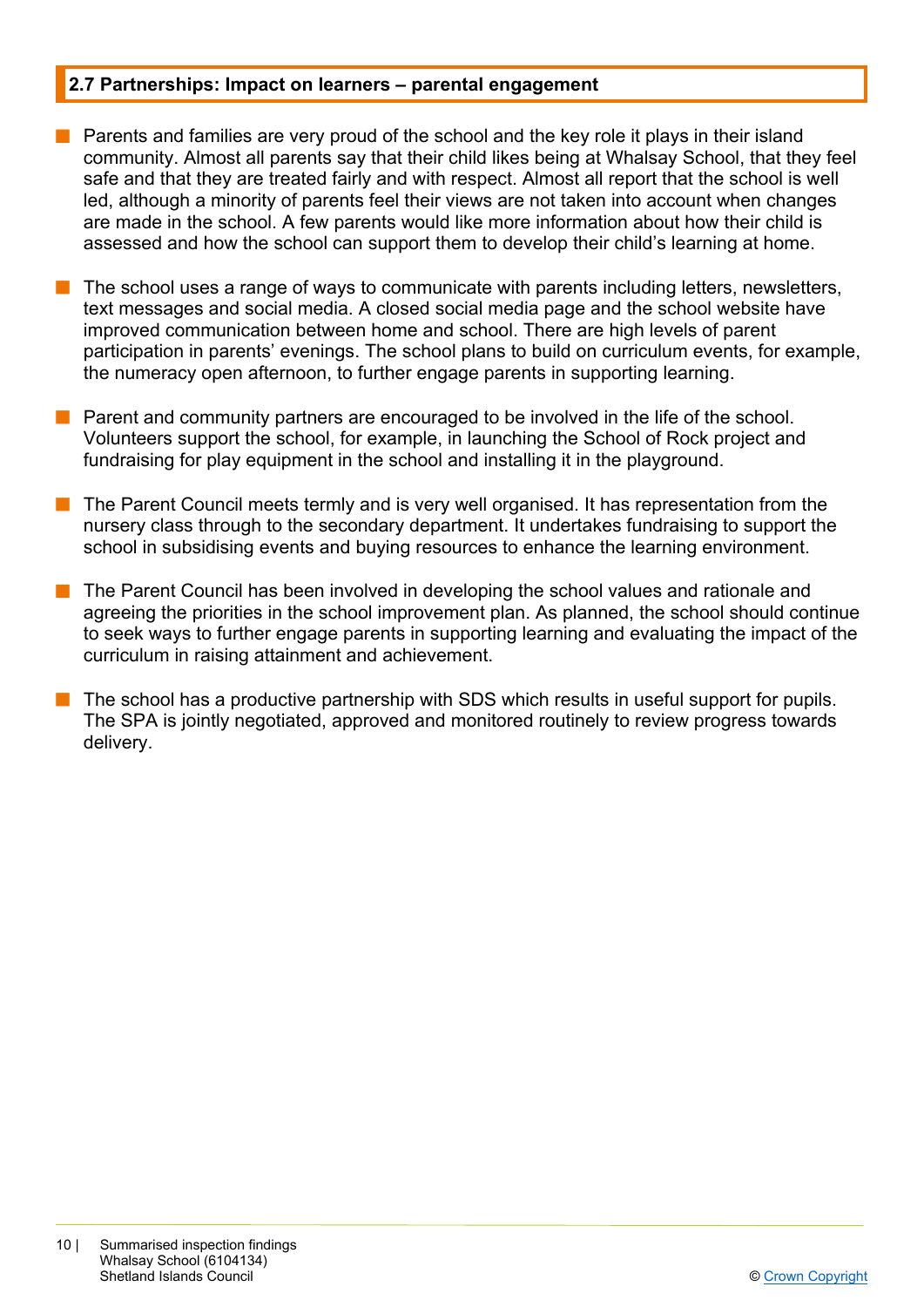## 2.7 Partnerships: Impact on learners – parental engagement

- Parents and families are very proud of the school and the key role it plays in their island community. Almost all parents say that their child likes being at Whalsay School, that they feel safe and that they are treated fairly and with respect. Almost all report that the school is well led, although a minority of parents feel their views are not taken into account when changes are made in the school. A few parents would like more information about how their child is assessed and how the school can support them to develop their child's learning at home.

- The school uses a range of ways to communicate with parents including letters, newsletters, text messages and social media. A closed social media page and the school website have improved communication between home and school. There are high levels of parent participation in parents' evenings. The school plans to build on curriculum events, for example, the numeracy open afternoon, to further engage parents in supporting learning.

- Parent and community partners are encouraged to be involved in the life of the school. Volunteers support the school, for example, in launching the School of Rock project and fundraising for play equipment in the school and installing it in the playground.

- The Parent Council meets termly and is very well organised. It has representation from the nursery class through to the secondary department. It undertakes fundraising to support the school in subsidising events and buying resources to enhance the learning environment.

- The Parent Council has been involved in developing the school values and rationale and agreeing the priorities in the school improvement plan. As planned, the school should continue to seek ways to further engage parents in supporting learning and evaluating the impact of the curriculum in raising attainment and achievement.

- The school has a productive partnership with SDS which results in useful support for pupils. The SPA is jointly negotiated, approved and monitored routinely to review progress towards delivery.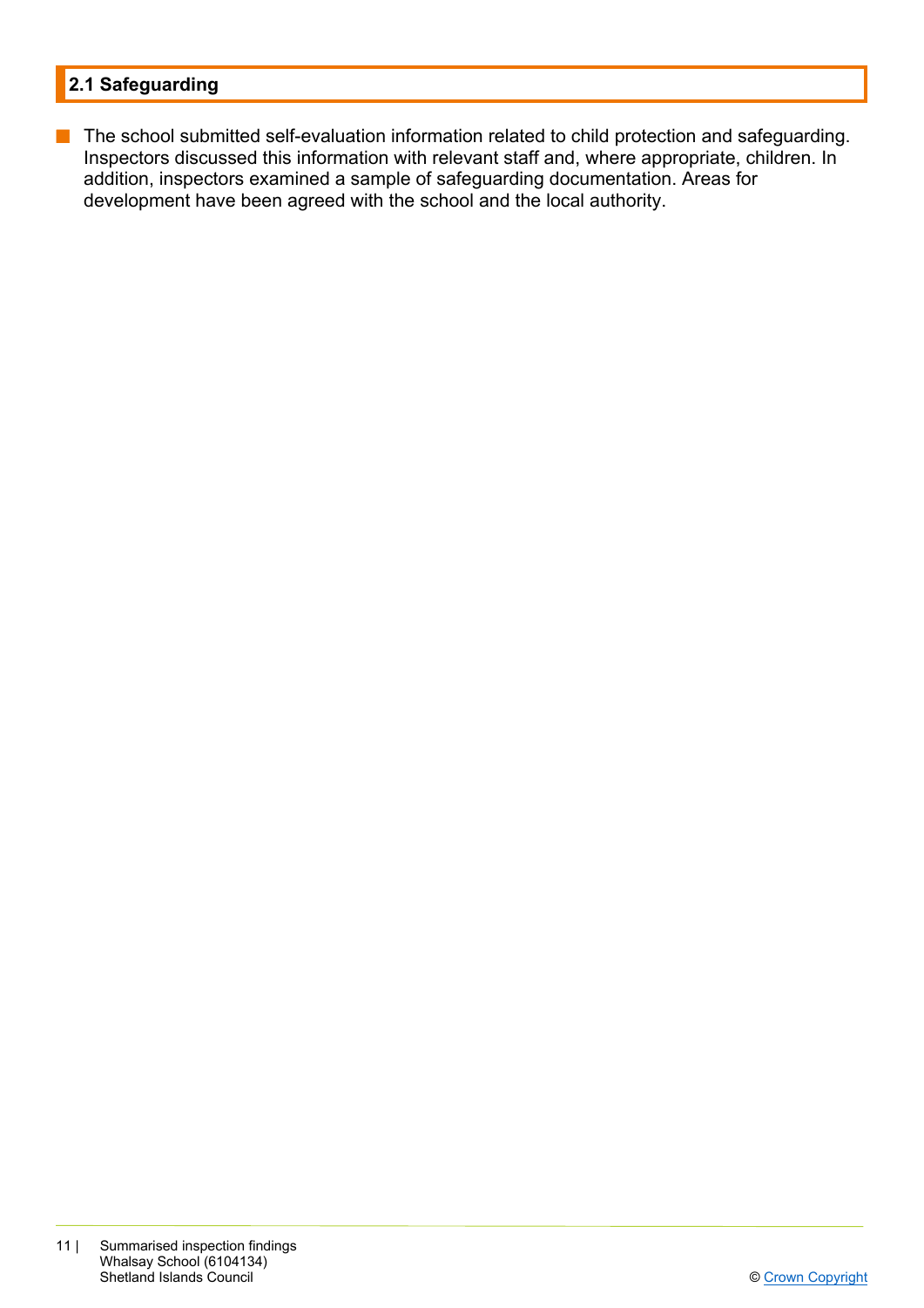## 2.1 Safeguarding

- The school submitted self-evaluation information related to child protection and safeguarding. Inspectors discussed this information with relevant staff and, where appropriate, children. In addition, inspectors examined a sample of safeguarding documentation. Areas for development have been agreed with the school and the local authority.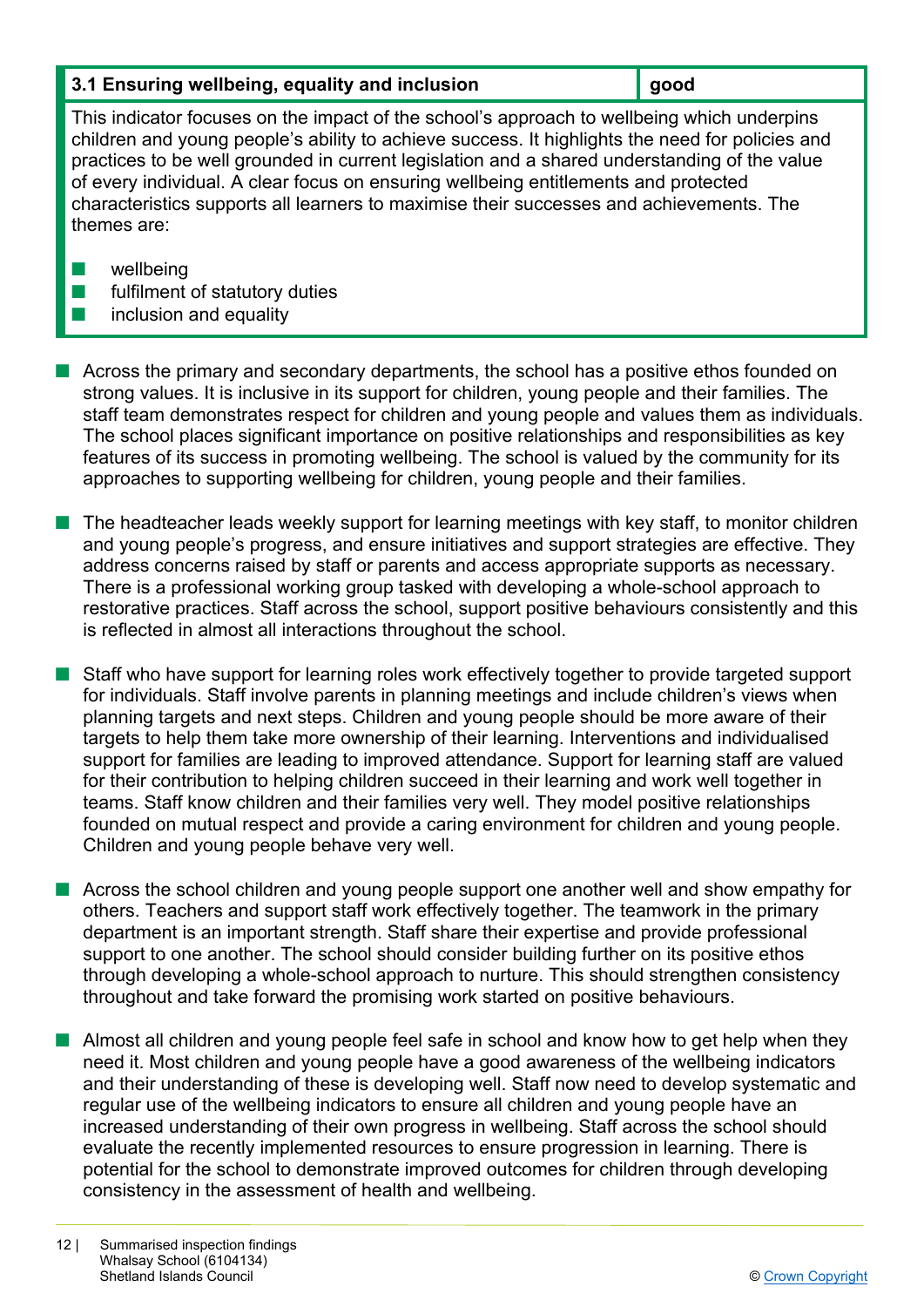| 3.1 Ensuring wellbeing, equality and inclusion | good |
|---|---|

This indicator focuses on the impact of the school's approach to wellbeing which underpins children and young people's ability to achieve success. It highlights the need for policies and practices to be well grounded in current legislation and a shared understanding of the value of every individual. A clear focus on ensuring wellbeing entitlements and protected characteristics supports all learners to maximise their successes and achievements. The themes are:

- wellbeing
- fulfilment of statutory duties
- inclusion and equality

- Across the primary and secondary departments, the school has a positive ethos founded on strong values. It is inclusive in its support for children, young people and their families. The staff team demonstrates respect for children and young people and values them as individuals. The school places significant importance on positive relationships and responsibilities as key features of its success in promoting wellbeing. The school is valued by the community for its approaches to supporting wellbeing for children, young people and their families.

- The headteacher leads weekly support for learning meetings with key staff, to monitor children and young people's progress, and ensure initiatives and support strategies are effective. They address concerns raised by staff or parents and access appropriate supports as necessary. There is a professional working group tasked with developing a whole-school approach to restorative practices. Staff across the school, support positive behaviours consistently and this is reflected in almost all interactions throughout the school.

- Staff who have support for learning roles work effectively together to provide targeted support for individuals. Staff involve parents in planning meetings and include children's views when planning targets and next steps. Children and young people should be more aware of their targets to help them take more ownership of their learning. Interventions and individualised support for families are leading to improved attendance. Support for learning staff are valued for their contribution to helping children succeed in their learning and work well together in teams. Staff know children and their families very well. They model positive relationships founded on mutual respect and provide a caring environment for children and young people. Children and young people behave very well.

- Across the school children and young people support one another well and show empathy for others. Teachers and support staff work effectively together. The teamwork in the primary department is an important strength. Staff share their expertise and provide professional support to one another. The school should consider building further on its positive ethos through developing a whole-school approach to nurture. This should strengthen consistency throughout and take forward the promising work started on positive behaviours.

- Almost all children and young people feel safe in school and know how to get help when they need it. Most children and young people have a good awareness of the wellbeing indicators and their understanding of these is developing well. Staff now need to develop systematic and regular use of the wellbeing indicators to ensure all children and young people have an increased understanding of their own progress in wellbeing. Staff across the school should evaluate the recently implemented resources to ensure progression in learning. There is potential for the school to demonstrate improved outcomes for children through developing consistency in the assessment of health and wellbeing.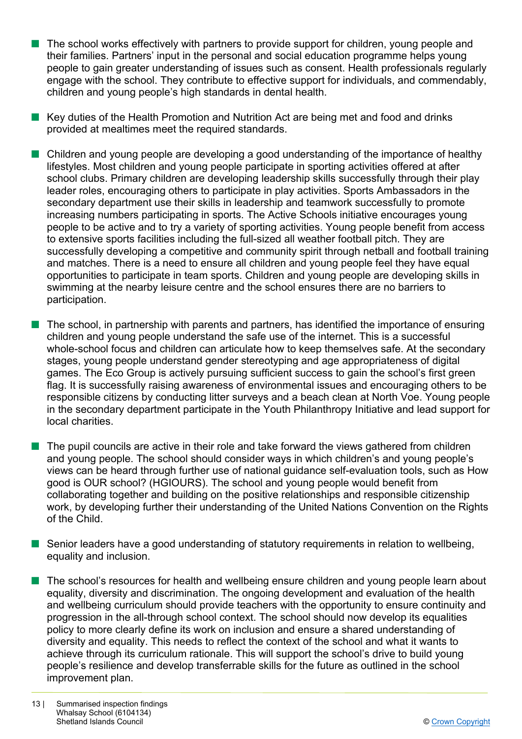- The school works effectively with partners to provide support for children, young people and their families. Partners' input in the personal and social education programme helps young people to gain greater understanding of issues such as consent. Health professionals regularly engage with the school. They contribute to effective support for individuals, and commendably, children and young people's high standards in dental health.

- Key duties of the Health Promotion and Nutrition Act are being met and food and drinks provided at mealtimes meet the required standards.

- Children and young people are developing a good understanding of the importance of healthy lifestyles. Most children and young people participate in sporting activities offered at after school clubs. Primary children are developing leadership skills successfully through their play leader roles, encouraging others to participate in play activities. Sports Ambassadors in the secondary department use their skills in leadership and teamwork successfully to promote increasing numbers participating in sports. The Active Schools initiative encourages young people to be active and to try a variety of sporting activities. Young people benefit from access to extensive sports facilities including the full-sized all weather football pitch. They are successfully developing a competitive and community spirit through netball and football training and matches. There is a need to ensure all children and young people feel they have equal opportunities to participate in team sports. Children and young people are developing skills in swimming at the nearby leisure centre and the school ensures there are no barriers to participation.

- The school, in partnership with parents and partners, has identified the importance of ensuring children and young people understand the safe use of the internet. This is a successful whole-school focus and children can articulate how to keep themselves safe. At the secondary stages, young people understand gender stereotyping and age appropriateness of digital games. The Eco Group is actively pursuing sufficient success to gain the school's first green flag. It is successfully raising awareness of environmental issues and encouraging others to be responsible citizens by conducting litter surveys and a beach clean at North Voe. Young people in the secondary department participate in the Youth Philanthropy Initiative and lead support for local charities.

- The pupil councils are active in their role and take forward the views gathered from children and young people. The school should consider ways in which children's and young people's views can be heard through further use of national guidance self-evaluation tools, such as How good is OUR school? (HGIOURS). The school and young people would benefit from collaborating together and building on the positive relationships and responsible citizenship work, by developing further their understanding of the United Nations Convention on the Rights of the Child.

- Senior leaders have a good understanding of statutory requirements in relation to wellbeing, equality and inclusion.

- The school's resources for health and wellbeing ensure children and young people learn about equality, diversity and discrimination. The ongoing development and evaluation of the health and wellbeing curriculum should provide teachers with the opportunity to ensure continuity and progression in the all-through school context. The school should now develop its equalities policy to more clearly define its work on inclusion and ensure a shared understanding of diversity and equality. This needs to reflect the context of the school and what it wants to achieve through its curriculum rationale. This will support the school's drive to build young people's resilience and develop transferrable skills for the future as outlined in the school improvement plan.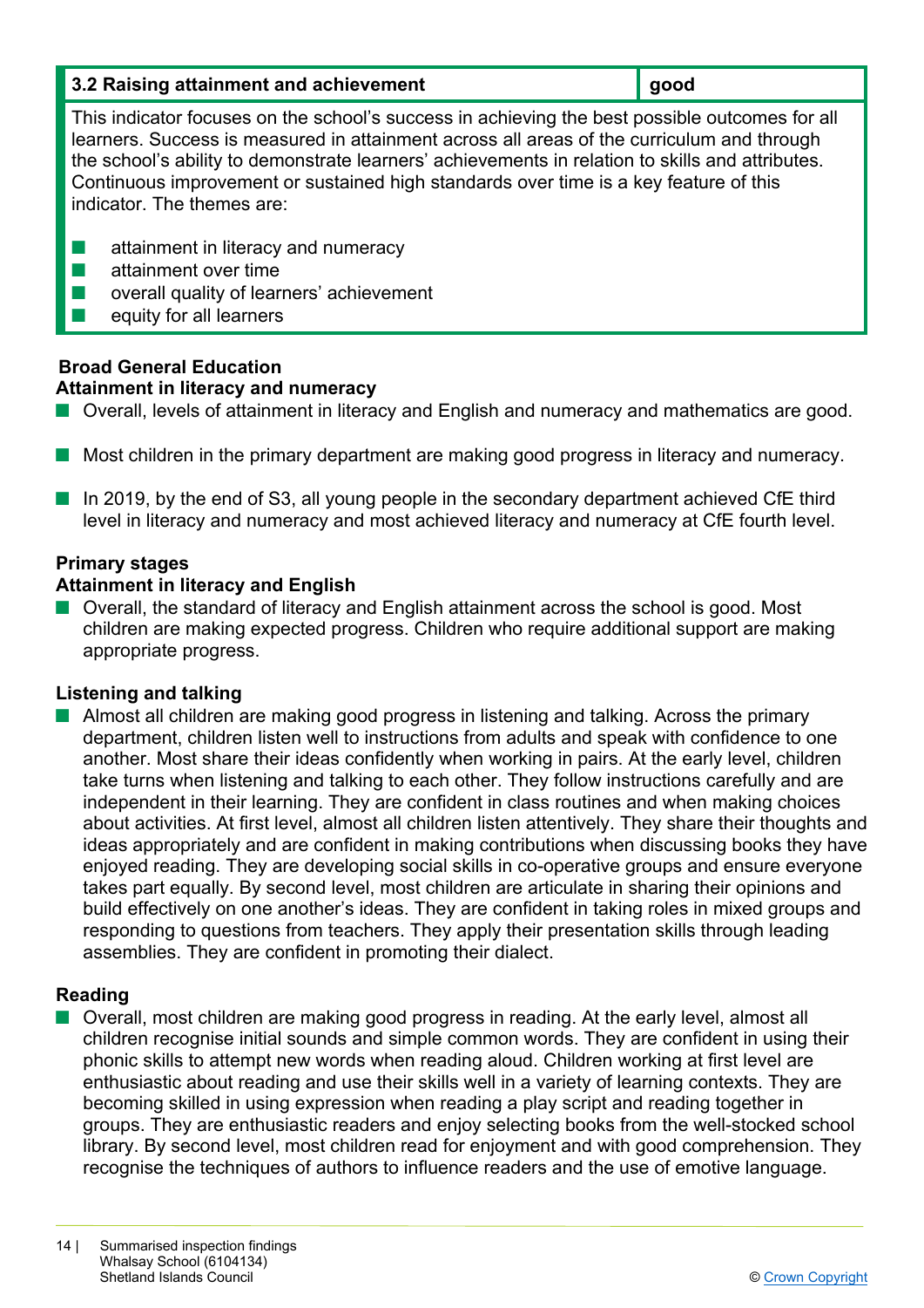| 3.2 Raising attainment and achievement | good |
|---|---|

This indicator focuses on the school's success in achieving the best possible outcomes for all learners. Success is measured in attainment across all areas of the curriculum and through the school's ability to demonstrate learners' achievements in relation to skills and attributes. Continuous improvement or sustained high standards over time is a key feature of this indicator. The themes are:

- attainment in literacy and numeracy
- attainment over time
- overall quality of learners' achievement
- equity for all learners

**Broad General Education**

**Attainment in literacy and numeracy**

- Overall, levels of attainment in literacy and English and numeracy and mathematics are good.
- Most children in the primary department are making good progress in literacy and numeracy.
- In 2019, by the end of S3, all young people in the secondary department achieved CfE third level in literacy and numeracy and most achieved literacy and numeracy at CfE fourth level.

**Primary stages**

**Attainment in literacy and English**

- Overall, the standard of literacy and English attainment across the school is good. Most children are making expected progress. Children who require additional support are making appropriate progress.

**Listening and talking**

- Almost all children are making good progress in listening and talking. Across the primary department, children listen well to instructions from adults and speak with confidence to one another. Most share their ideas confidently when working in pairs. At the early level, children take turns when listening and talking to each other. They follow instructions carefully and are independent in their learning. They are confident in class routines and when making choices about activities. At first level, almost all children listen attentively. They share their thoughts and ideas appropriately and are confident in making contributions when discussing books they have enjoyed reading. They are developing social skills in co-operative groups and ensure everyone takes part equally. By second level, most children are articulate in sharing their opinions and build effectively on one another's ideas. They are confident in taking roles in mixed groups and responding to questions from teachers. They apply their presentation skills through leading assemblies. They are confident in promoting their dialect.

**Reading**

- Overall, most children are making good progress in reading. At the early level, almost all children recognise initial sounds and simple common words. They are confident in using their phonic skills to attempt new words when reading aloud. Children working at first level are enthusiastic about reading and use their skills well in a variety of learning contexts. They are becoming skilled in using expression when reading a play script and reading together in groups. They are enthusiastic readers and enjoy selecting books from the well-stocked school library. By second level, most children read for enjoyment and with good comprehension. They recognise the techniques of authors to influence readers and the use of emotive language.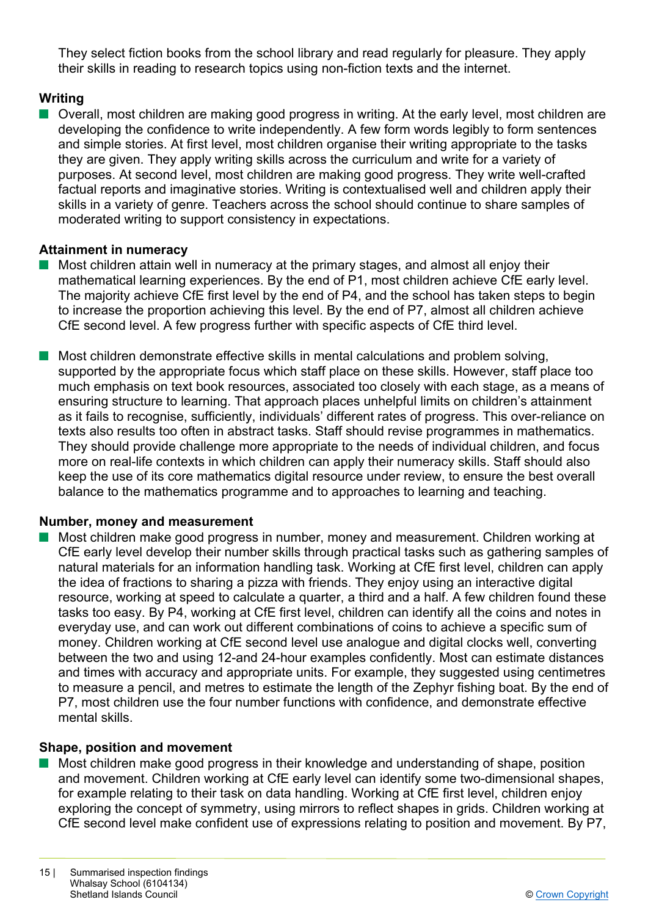They select fiction books from the school library and read regularly for pleasure. They apply their skills in reading to research topics using non-fiction texts and the internet.

**Writing**

- Overall, most children are making good progress in writing. At the early level, most children are developing the confidence to write independently. A few form words legibly to form sentences and simple stories. At first level, most children organise their writing appropriate to the tasks they are given. They apply writing skills across the curriculum and write for a variety of purposes. At second level, most children are making good progress. They write well-crafted factual reports and imaginative stories. Writing is contextualised well and children apply their skills in a variety of genre. Teachers across the school should continue to share samples of moderated writing to support consistency in expectations.

**Attainment in numeracy**

- Most children attain well in numeracy at the primary stages, and almost all enjoy their mathematical learning experiences. By the end of P1, most children achieve CfE early level. The majority achieve CfE first level by the end of P4, and the school has taken steps to begin to increase the proportion achieving this level. By the end of P7, almost all children achieve CfE second level. A few progress further with specific aspects of CfE third level.

- Most children demonstrate effective skills in mental calculations and problem solving, supported by the appropriate focus which staff place on these skills. However, staff place too much emphasis on text book resources, associated too closely with each stage, as a means of ensuring structure to learning. That approach places unhelpful limits on children's attainment as it fails to recognise, sufficiently, individuals' different rates of progress. This over-reliance on texts also results too often in abstract tasks. Staff should revise programmes in mathematics. They should provide challenge more appropriate to the needs of individual children, and focus more on real-life contexts in which children can apply their numeracy skills. Staff should also keep the use of its core mathematics digital resource under review, to ensure the best overall balance to the mathematics programme and to approaches to learning and teaching.

**Number, money and measurement**

- Most children make good progress in number, money and measurement. Children working at CfE early level develop their number skills through practical tasks such as gathering samples of natural materials for an information handling task. Working at CfE first level, children can apply the idea of fractions to sharing a pizza with friends. They enjoy using an interactive digital resource, working at speed to calculate a quarter, a third and a half. A few children found these tasks too easy. By P4, working at CfE first level, children can identify all the coins and notes in everyday use, and can work out different combinations of coins to achieve a specific sum of money. Children working at CfE second level use analogue and digital clocks well, converting between the two and using 12-and 24-hour examples confidently. Most can estimate distances and times with accuracy and appropriate units. For example, they suggested using centimetres to measure a pencil, and metres to estimate the length of the Zephyr fishing boat. By the end of P7, most children use the four number functions with confidence, and demonstrate effective mental skills.

**Shape, position and movement**

- Most children make good progress in their knowledge and understanding of shape, position and movement. Children working at CfE early level can identify some two-dimensional shapes, for example relating to their task on data handling. Working at CfE first level, children enjoy exploring the concept of symmetry, using mirrors to reflect shapes in grids. Children working at CfE second level make confident use of expressions relating to position and movement. By P7,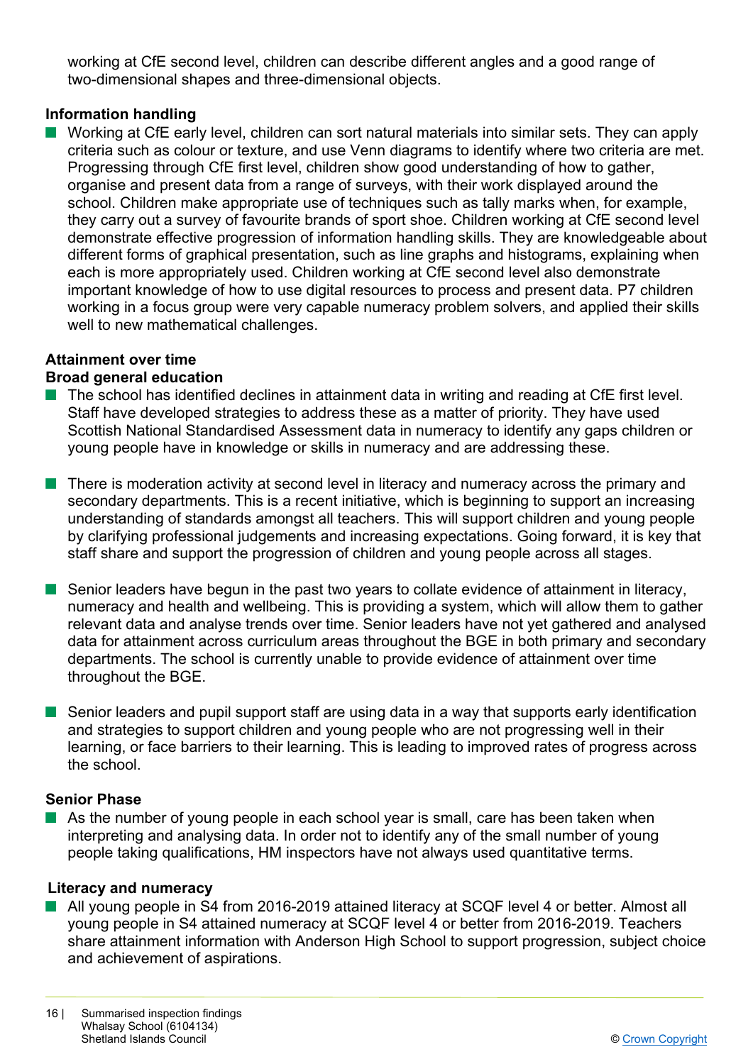working at CfE second level, children can describe different angles and a good range of two-dimensional shapes and three-dimensional objects.

**Information handling**

- Working at CfE early level, children can sort natural materials into similar sets. They can apply criteria such as colour or texture, and use Venn diagrams to identify where two criteria are met. Progressing through CfE first level, children show good understanding of how to gather, organise and present data from a range of surveys, with their work displayed around the school. Children make appropriate use of techniques such as tally marks when, for example, they carry out a survey of favourite brands of sport shoe. Children working at CfE second level demonstrate effective progression of information handling skills. They are knowledgeable about different forms of graphical presentation, such as line graphs and histograms, explaining when each is more appropriately used. Children working at CfE second level also demonstrate important knowledge of how to use digital resources to process and present data. P7 children working in a focus group were very capable numeracy problem solvers, and applied their skills well to new mathematical challenges.

**Attainment over time**

**Broad general education**

- The school has identified declines in attainment data in writing and reading at CfE first level. Staff have developed strategies to address these as a matter of priority. They have used Scottish National Standardised Assessment data in numeracy to identify any gaps children or young people have in knowledge or skills in numeracy and are addressing these.

- There is moderation activity at second level in literacy and numeracy across the primary and secondary departments. This is a recent initiative, which is beginning to support an increasing understanding of standards amongst all teachers. This will support children and young people by clarifying professional judgements and increasing expectations. Going forward, it is key that staff share and support the progression of children and young people across all stages.

- Senior leaders have begun in the past two years to collate evidence of attainment in literacy, numeracy and health and wellbeing. This is providing a system, which will allow them to gather relevant data and analyse trends over time. Senior leaders have not yet gathered and analysed data for attainment across curriculum areas throughout the BGE in both primary and secondary departments. The school is currently unable to provide evidence of attainment over time throughout the BGE.

- Senior leaders and pupil support staff are using data in a way that supports early identification and strategies to support children and young people who are not progressing well in their learning, or face barriers to their learning. This is leading to improved rates of progress across the school.

**Senior Phase**

- As the number of young people in each school year is small, care has been taken when interpreting and analysing data. In order not to identify any of the small number of young people taking qualifications, HM inspectors have not always used quantitative terms.

**Literacy and numeracy**

- All young people in S4 from 2016-2019 attained literacy at SCQF level 4 or better. Almost all young people in S4 attained numeracy at SCQF level 4 or better from 2016-2019. Teachers share attainment information with Anderson High School to support progression, subject choice and achievement of aspirations.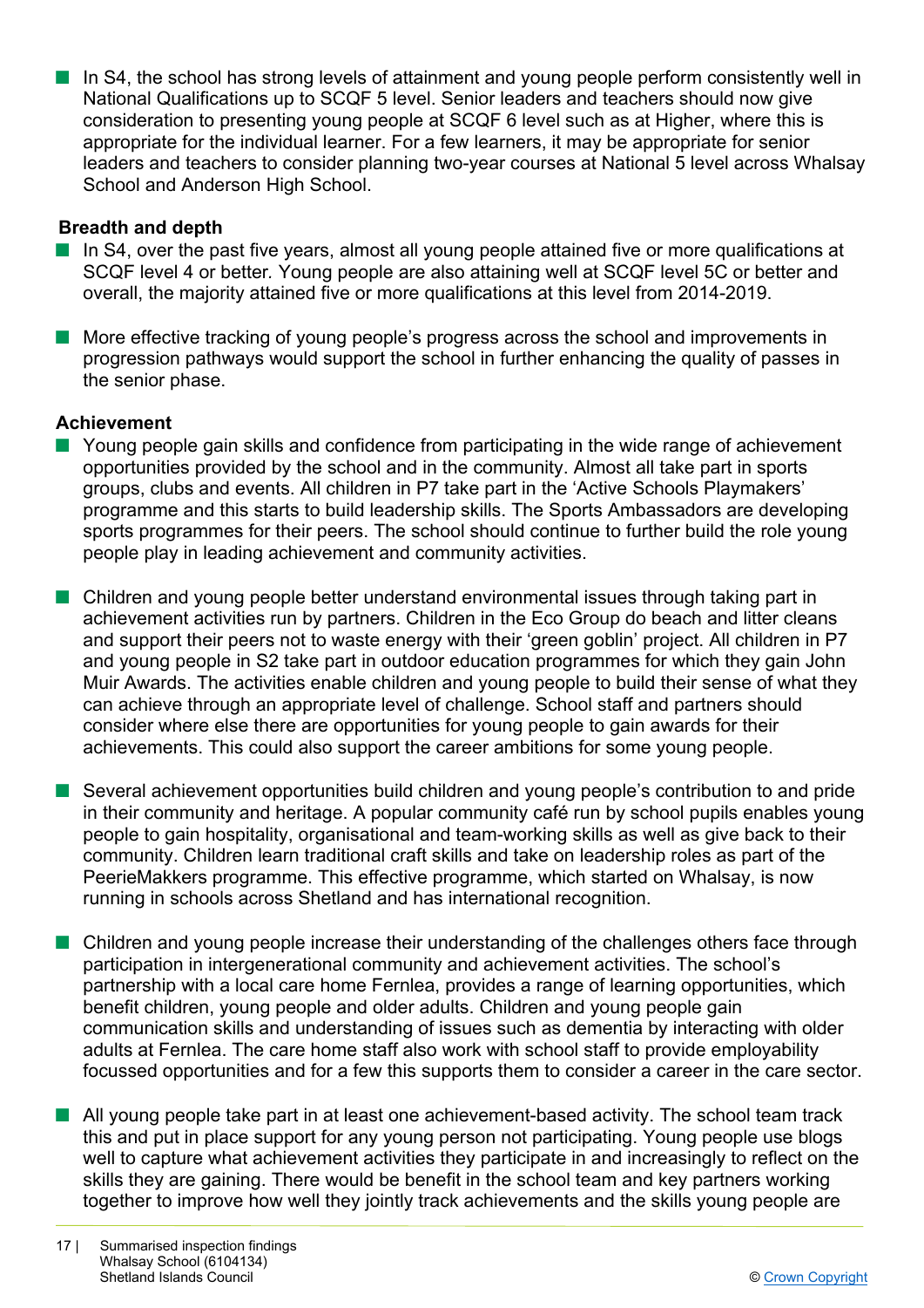- In S4, the school has strong levels of attainment and young people perform consistently well in National Qualifications up to SCQF 5 level. Senior leaders and teachers should now give consideration to presenting young people at SCQF 6 level such as at Higher, where this is appropriate for the individual learner. For a few learners, it may be appropriate for senior leaders and teachers to consider planning two-year courses at National 5 level across Whalsay School and Anderson High School.

**Breadth and depth**

- In S4, over the past five years, almost all young people attained five or more qualifications at SCQF level 4 or better. Young people are also attaining well at SCQF level 5C or better and overall, the majority attained five or more qualifications at this level from 2014-2019.
- More effective tracking of young people's progress across the school and improvements in progression pathways would support the school in further enhancing the quality of passes in the senior phase.

**Achievement**

- Young people gain skills and confidence from participating in the wide range of achievement opportunities provided by the school and in the community. Almost all take part in sports groups, clubs and events. All children in P7 take part in the 'Active Schools Playmakers' programme and this starts to build leadership skills. The Sports Ambassadors are developing sports programmes for their peers. The school should continue to further build the role young people play in leading achievement and community activities.
- Children and young people better understand environmental issues through taking part in achievement activities run by partners. Children in the Eco Group do beach and litter cleans and support their peers not to waste energy with their 'green goblin' project. All children in P7 and young people in S2 take part in outdoor education programmes for which they gain John Muir Awards. The activities enable children and young people to build their sense of what they can achieve through an appropriate level of challenge. School staff and partners should consider where else there are opportunities for young people to gain awards for their achievements. This could also support the career ambitions for some young people.
- Several achievement opportunities build children and young people's contribution to and pride in their community and heritage. A popular community café run by school pupils enables young people to gain hospitality, organisational and team-working skills as well as give back to their community. Children learn traditional craft skills and take on leadership roles as part of the PeerieMakkers programme. This effective programme, which started on Whalsay, is now running in schools across Shetland and has international recognition.
- Children and young people increase their understanding of the challenges others face through participation in intergenerational community and achievement activities. The school's partnership with a local care home Fernlea, provides a range of learning opportunities, which benefit children, young people and older adults. Children and young people gain communication skills and understanding of issues such as dementia by interacting with older adults at Fernlea. The care home staff also work with school staff to provide employability focussed opportunities and for a few this supports them to consider a career in the care sector.
- All young people take part in at least one achievement-based activity. The school team track this and put in place support for any young person not participating. Young people use blogs well to capture what achievement activities they participate in and increasingly to reflect on the skills they are gaining. There would be benefit in the school team and key partners working together to improve how well they jointly track achievements and the skills young people are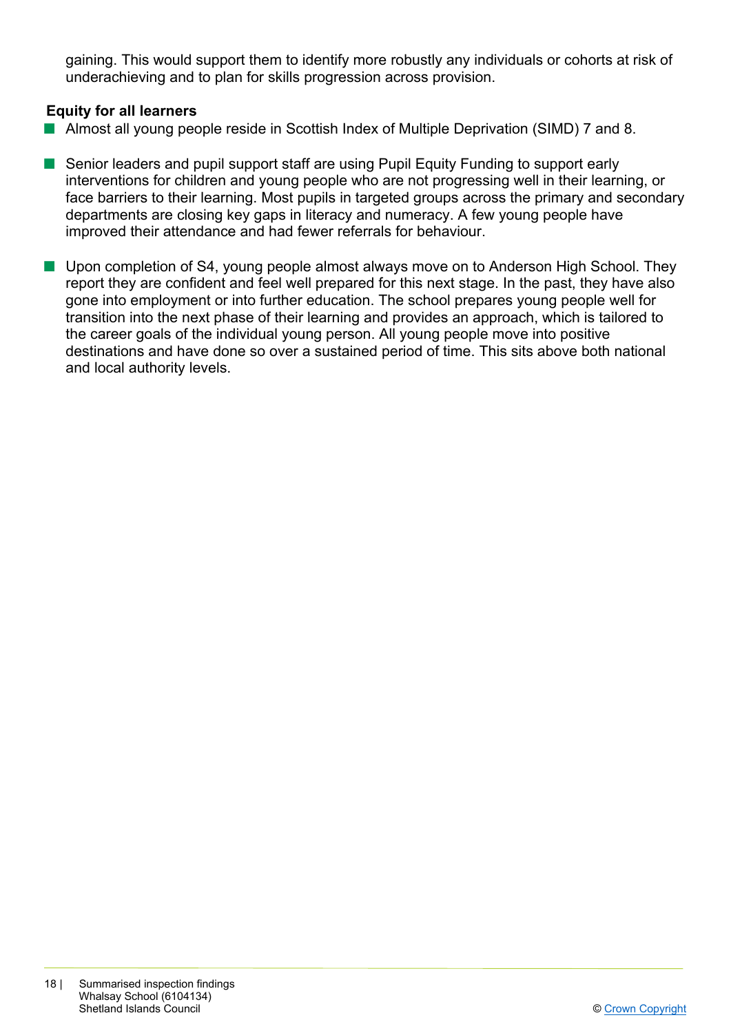gaining. This would support them to identify more robustly any individuals or cohorts at risk of underachieving and to plan for skills progression across provision.

**Equity for all learners**

- Almost all young people reside in Scottish Index of Multiple Deprivation (SIMD) 7 and 8.

- Senior leaders and pupil support staff are using Pupil Equity Funding to support early interventions for children and young people who are not progressing well in their learning, or face barriers to their learning. Most pupils in targeted groups across the primary and secondary departments are closing key gaps in literacy and numeracy. A few young people have improved their attendance and had fewer referrals for behaviour.

- Upon completion of S4, young people almost always move on to Anderson High School. They report they are confident and feel well prepared for this next stage. In the past, they have also gone into employment or into further education. The school prepares young people well for transition into the next phase of their learning and provides an approach, which is tailored to the career goals of the individual young person. All young people move into positive destinations and have done so over a sustained period of time. This sits above both national and local authority levels.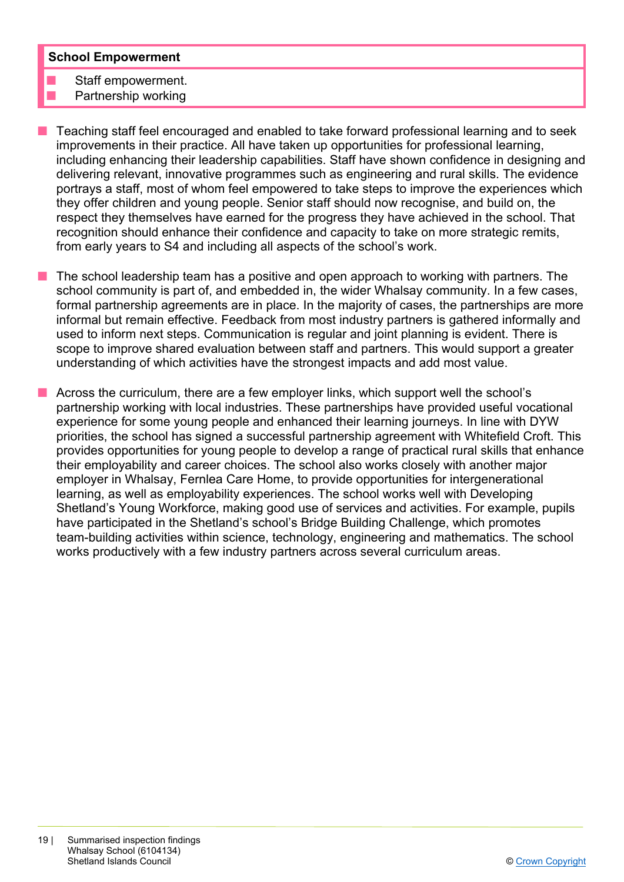| **School Empowerment** |
| --- |
| - Staff empowerment.<br>- Partnership working |

- Teaching staff feel encouraged and enabled to take forward professional learning and to seek improvements in their practice. All have taken up opportunities for professional learning, including enhancing their leadership capabilities. Staff have shown confidence in designing and delivering relevant, innovative programmes such as engineering and rural skills. The evidence portrays a staff, most of whom feel empowered to take steps to improve the experiences which they offer children and young people. Senior staff should now recognise, and build on, the respect they themselves have earned for the progress they have achieved in the school. That recognition should enhance their confidence and capacity to take on more strategic remits, from early years to S4 and including all aspects of the school's work.

- The school leadership team has a positive and open approach to working with partners. The school community is part of, and embedded in, the wider Whalsay community. In a few cases, formal partnership agreements are in place. In the majority of cases, the partnerships are more informal but remain effective. Feedback from most industry partners is gathered informally and used to inform next steps. Communication is regular and joint planning is evident. There is scope to improve shared evaluation between staff and partners. This would support a greater understanding of which activities have the strongest impacts and add most value.

- Across the curriculum, there are a few employer links, which support well the school's partnership working with local industries. These partnerships have provided useful vocational experience for some young people and enhanced their learning journeys. In line with DYW priorities, the school has signed a successful partnership agreement with Whitefield Croft. This provides opportunities for young people to develop a range of practical rural skills that enhance their employability and career choices. The school also works closely with another major employer in Whalsay, Fernlea Care Home, to provide opportunities for intergenerational learning, as well as employability experiences. The school works well with Developing Shetland's Young Workforce, making good use of services and activities. For example, pupils have participated in the Shetland's school's Bridge Building Challenge, which promotes team-building activities within science, technology, engineering and mathematics. The school works productively with a few industry partners across several curriculum areas.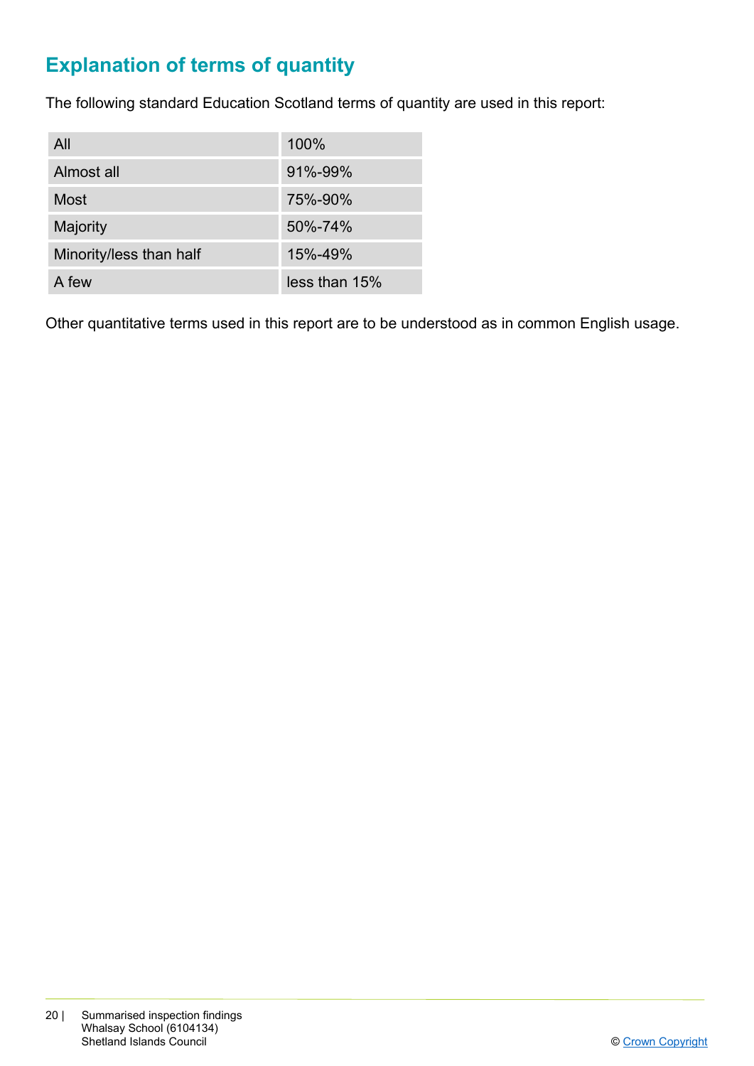## Explanation of terms of quantity

The following standard Education Scotland terms of quantity are used in this report:

| | |
|---|---|
| All | 100% |
| Almost all | 91%-99% |
| Most | 75%-90% |
| Majority | 50%-74% |
| Minority/less than half | 15%-49% |
| A few | less than 15% |

Other quantitative terms used in this report are to be understood as in common English usage.